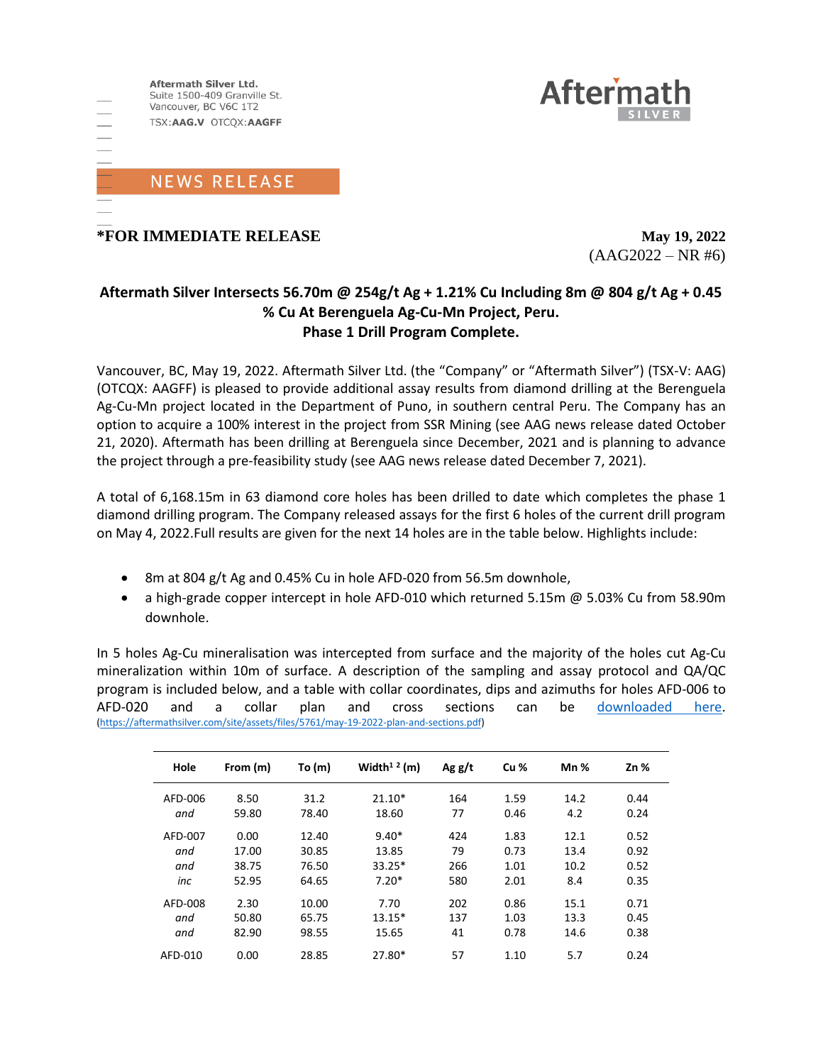Aftermath Silver Ltd.
Suite 1500-409 Granville St.
Vancouver, BC V6C 1T2
TSX:**AAG.V** OTCQX:**AAGFF**

Aftermath SILVER

NEWS RELEASE

**\*FOR IMMEDIATE RELEASE**

**May 19, 2022**
(AAG2022 – NR #6)

## Aftermath Silver Intersects 56.70m @ 254g/t Ag + 1.21% Cu Including 8m @ 804 g/t Ag + 0.45 % Cu At Berenguela Ag-Cu-Mn Project, Peru. Phase 1 Drill Program Complete.

Vancouver, BC, May 19, 2022. Aftermath Silver Ltd. (the "Company" or "Aftermath Silver") (TSX-V: AAG) (OTCQX: AAGFF) is pleased to provide additional assay results from diamond drilling at the Berenguela Ag-Cu-Mn project located in the Department of Puno, in southern central Peru. The Company has an option to acquire a 100% interest in the project from SSR Mining (see AAG news release dated October 21, 2020). Aftermath has been drilling at Berenguela since December, 2021 and is planning to advance the project through a pre-feasibility study (see AAG news release dated December 7, 2021).

A total of 6,168.15m in 63 diamond core holes has been drilled to date which completes the phase 1 diamond drilling program. The Company released assays for the first 6 holes of the current drill program on May 4, 2022.Full results are given for the next 14 holes are in the table below. Highlights include:

- 8m at 804 g/t Ag and 0.45% Cu in hole AFD-020 from 56.5m downhole,
- a high-grade copper intercept in hole AFD-010 which returned 5.15m @ 5.03% Cu from 58.90m downhole.

In 5 holes Ag-Cu mineralisation was intercepted from surface and the majority of the holes cut Ag-Cu mineralization within 10m of surface. A description of the sampling and assay protocol and QA/QC program is included below, and a table with collar coordinates, dips and azimuths for holes AFD-006 to AFD-020 and a collar plan and cross sections can be downloaded here. (https://aftermathsilver.com/site/assets/files/5761/may-19-2022-plan-and-sections.pdf)

| Hole | From (m) | To (m) | Width[1 2] (m) | Ag g/t | Cu % | Mn % | Zn % |
|---|---|---|---|---|---|---|---|
| AFD-006 | 8.50 | 31.2 | 21.10* | 164 | 1.59 | 14.2 | 0.44 |
| *and* | 59.80 | 78.40 | 18.60 | 77 | 0.46 | 4.2 | 0.24 |
| AFD-007 | 0.00 | 12.40 | 9.40* | 424 | 1.83 | 12.1 | 0.52 |
| *and* | 17.00 | 30.85 | 13.85 | 79 | 0.73 | 13.4 | 0.92 |
| *and* | 38.75 | 76.50 | 33.25* | 266 | 1.01 | 10.2 | 0.52 |
| *inc* | 52.95 | 64.65 | 7.20* | 580 | 2.01 | 8.4 | 0.35 |
| AFD-008 | 2.30 | 10.00 | 7.70 | 202 | 0.86 | 15.1 | 0.71 |
| *and* | 50.80 | 65.75 | 13.15* | 137 | 1.03 | 13.3 | 0.45 |
| *and* | 82.90 | 98.55 | 15.65 | 41 | 0.78 | 14.6 | 0.38 |
| AFD-010 | 0.00 | 28.85 | 27.80* | 57 | 1.10 | 5.7 | 0.24 |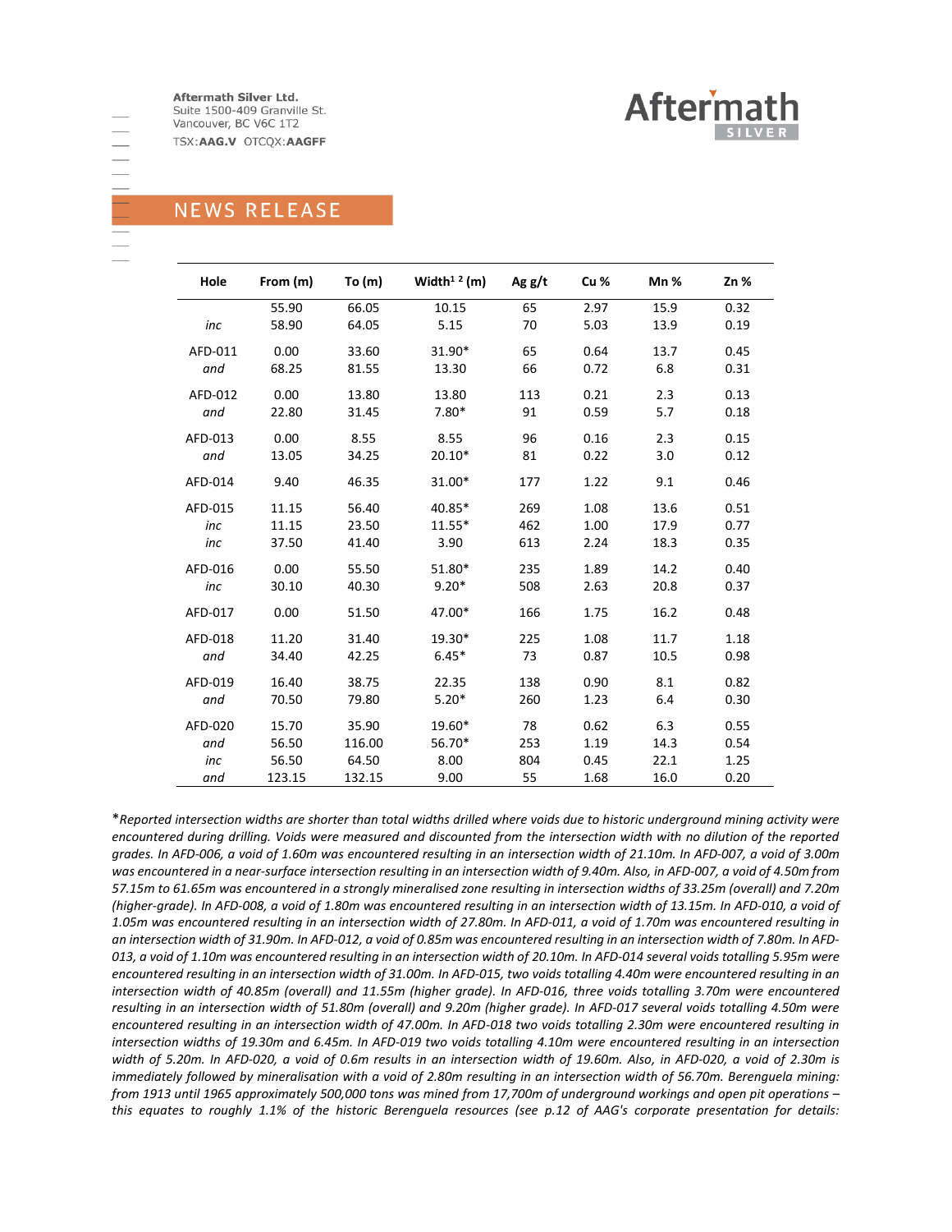| Hole | From (m) | To (m) | Width[1] [2] (m) | Ag g/t | Cu % | Mn % | Zn % |
|---|---|---|---|---|---|---|---|
| | 55.90 | 66.05 | 10.15 | 65 | 2.97 | 15.9 | 0.32 |
| *inc* | 58.90 | 64.05 | 5.15 | 70 | 5.03 | 13.9 | 0.19 |
| AFD-011 | 0.00 | 33.60 | 31.90* | 65 | 0.64 | 13.7 | 0.45 |
| *and* | 68.25 | 81.55 | 13.30 | 66 | 0.72 | 6.8 | 0.31 |
| AFD-012 | 0.00 | 13.80 | 13.80 | 113 | 0.21 | 2.3 | 0.13 |
| *and* | 22.80 | 31.45 | 7.80* | 91 | 0.59 | 5.7 | 0.18 |
| AFD-013 | 0.00 | 8.55 | 8.55 | 96 | 0.16 | 2.3 | 0.15 |
| *and* | 13.05 | 34.25 | 20.10* | 81 | 0.22 | 3.0 | 0.12 |
| AFD-014 | 9.40 | 46.35 | 31.00* | 177 | 1.22 | 9.1 | 0.46 |
| AFD-015 | 11.15 | 56.40 | 40.85* | 269 | 1.08 | 13.6 | 0.51 |
| *inc* | 11.15 | 23.50 | 11.55* | 462 | 1.00 | 17.9 | 0.77 |
| *inc* | 37.50 | 41.40 | 3.90 | 613 | 2.24 | 18.3 | 0.35 |
| AFD-016 | 0.00 | 55.50 | 51.80* | 235 | 1.89 | 14.2 | 0.40 |
| *inc* | 30.10 | 40.30 | 9.20* | 508 | 2.63 | 20.8 | 0.37 |
| AFD-017 | 0.00 | 51.50 | 47.00* | 166 | 1.75 | 16.2 | 0.48 |
| AFD-018 | 11.20 | 31.40 | 19.30* | 225 | 1.08 | 11.7 | 1.18 |
| *and* | 34.40 | 42.25 | 6.45* | 73 | 0.87 | 10.5 | 0.98 |
| AFD-019 | 16.40 | 38.75 | 22.35 | 138 | 0.90 | 8.1 | 0.82 |
| *and* | 70.50 | 79.80 | 5.20* | 260 | 1.23 | 6.4 | 0.30 |
| AFD-020 | 15.70 | 35.90 | 19.60* | 78 | 0.62 | 6.3 | 0.55 |
| *and* | 56.50 | 116.00 | 56.70* | 253 | 1.19 | 14.3 | 0.54 |
| *inc* | 56.50 | 64.50 | 8.00 | 804 | 0.45 | 22.1 | 1.25 |
| *and* | 123.15 | 132.15 | 9.00 | 55 | 1.68 | 16.0 | 0.20 |

**Reported intersection widths are shorter than total widths drilled where voids due to historic underground mining activity were encountered during drilling. Voids were measured and discounted from the intersection width with no dilution of the reported grades. In AFD-006, a void of 1.60m was encountered resulting in an intersection width of 21.10m. In AFD-007, a void of 3.00m was encountered in a near-surface intersection resulting in an intersection width of 9.40m. Also, in AFD-007, a void of 4.50m from 57.15m to 61.65m was encountered in a strongly mineralised zone resulting in intersection widths of 33.25m (overall) and 7.20m (higher-grade). In AFD-008, a void of 1.80m was encountered resulting in an intersection width of 13.15m. In AFD-010, a void of 1.05m was encountered resulting in an intersection width of 27.80m. In AFD-011, a void of 1.70m was encountered resulting in an intersection width of 31.90m. In AFD-012, a void of 0.85m was encountered resulting in an intersection width of 7.80m. In AFD-013, a void of 1.10m was encountered resulting in an intersection width of 20.10m. In AFD-014 several voids totalling 5.95m were encountered resulting in an intersection width of 31.00m. In AFD-015, two voids totalling 4.40m were encountered resulting in an intersection width of 40.85m (overall) and 11.55m (higher grade). In AFD-016, three voids totalling 3.70m were encountered resulting in an intersection width of 51.80m (overall) and 9.20m (higher grade). In AFD-017 several voids totalling 4.50m were encountered resulting in an intersection width of 47.00m. In AFD-018 two voids totalling 2.30m were encountered resulting in intersection widths of 19.30m and 6.45m. In AFD-019 two voids totalling 4.10m were encountered resulting in an intersection width of 5.20m. In AFD-020, a void of 0.6m results in an intersection width of 19.60m. Also, in AFD-020, a void of 2.30m is immediately followed by mineralisation with a void of 2.80m resulting in an intersection width of 56.70m. Berenguela mining: from 1913 until 1965 approximately 500,000 tons was mined from 17,700m of underground workings and open pit operations – this equates to roughly 1.1% of the historic Berenguela resources (see p.12 of AAG's corporate presentation for details:*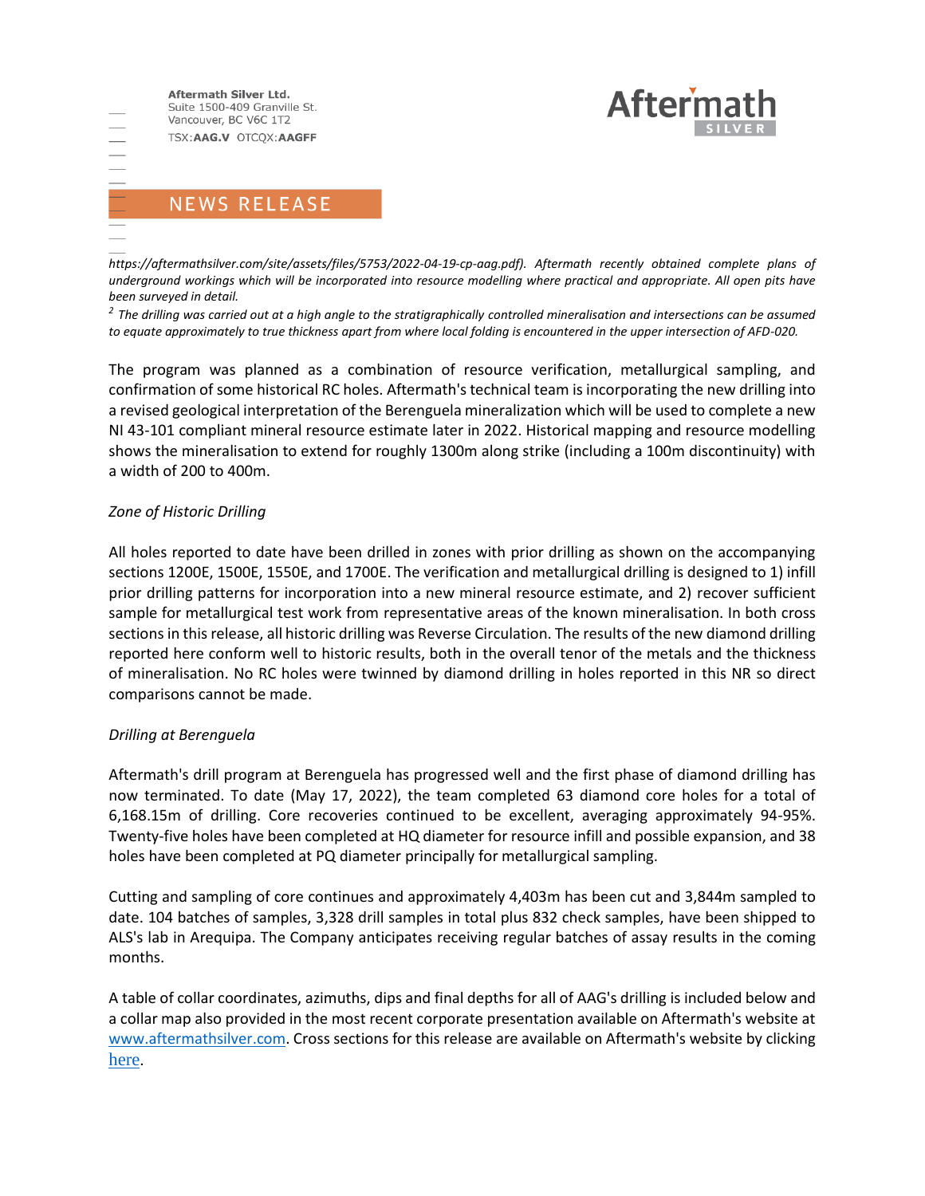*https://aftermathsilver.com/site/assets/files/5753/2022-04-19-cp-aag.pdf). Aftermath recently obtained complete plans of underground workings which will be incorporated into resource modelling where practical and appropriate. All open pits have been surveyed in detail.*

[2] *The drilling was carried out at a high angle to the stratigraphically controlled mineralisation and intersections can be assumed to equate approximately to true thickness apart from where local folding is encountered in the upper intersection of AFD-020.*

The program was planned as a combination of resource verification, metallurgical sampling, and confirmation of some historical RC holes. Aftermath's technical team is incorporating the new drilling into a revised geological interpretation of the Berenguela mineralization which will be used to complete a new NI 43-101 compliant mineral resource estimate later in 2022. Historical mapping and resource modelling shows the mineralisation to extend for roughly 1300m along strike (including a 100m discontinuity) with a width of 200 to 400m.

*Zone of Historic Drilling*

All holes reported to date have been drilled in zones with prior drilling as shown on the accompanying sections 1200E, 1500E, 1550E, and 1700E. The verification and metallurgical drilling is designed to 1) infill prior drilling patterns for incorporation into a new mineral resource estimate, and 2) recover sufficient sample for metallurgical test work from representative areas of the known mineralisation. In both cross sections in this release, all historic drilling was Reverse Circulation. The results of the new diamond drilling reported here conform well to historic results, both in the overall tenor of the metals and the thickness of mineralisation. No RC holes were twinned by diamond drilling in holes reported in this NR so direct comparisons cannot be made.

*Drilling at Berenguela*

Aftermath's drill program at Berenguela has progressed well and the first phase of diamond drilling has now terminated. To date (May 17, 2022), the team completed 63 diamond core holes for a total of 6,168.15m of drilling. Core recoveries continued to be excellent, averaging approximately 94-95%. Twenty-five holes have been completed at HQ diameter for resource infill and possible expansion, and 38 holes have been completed at PQ diameter principally for metallurgical sampling.

Cutting and sampling of core continues and approximately 4,403m has been cut and 3,844m sampled to date. 104 batches of samples, 3,328 drill samples in total plus 832 check samples, have been shipped to ALS's lab in Arequipa. The Company anticipates receiving regular batches of assay results in the coming months.

A table of collar coordinates, azimuths, dips and final depths for all of AAG's drilling is included below and a collar map also provided in the most recent corporate presentation available on Aftermath's website at [www.aftermathsilver.com](http://www.aftermathsilver.com). Cross sections for this release are available on Aftermath's website by clicking here.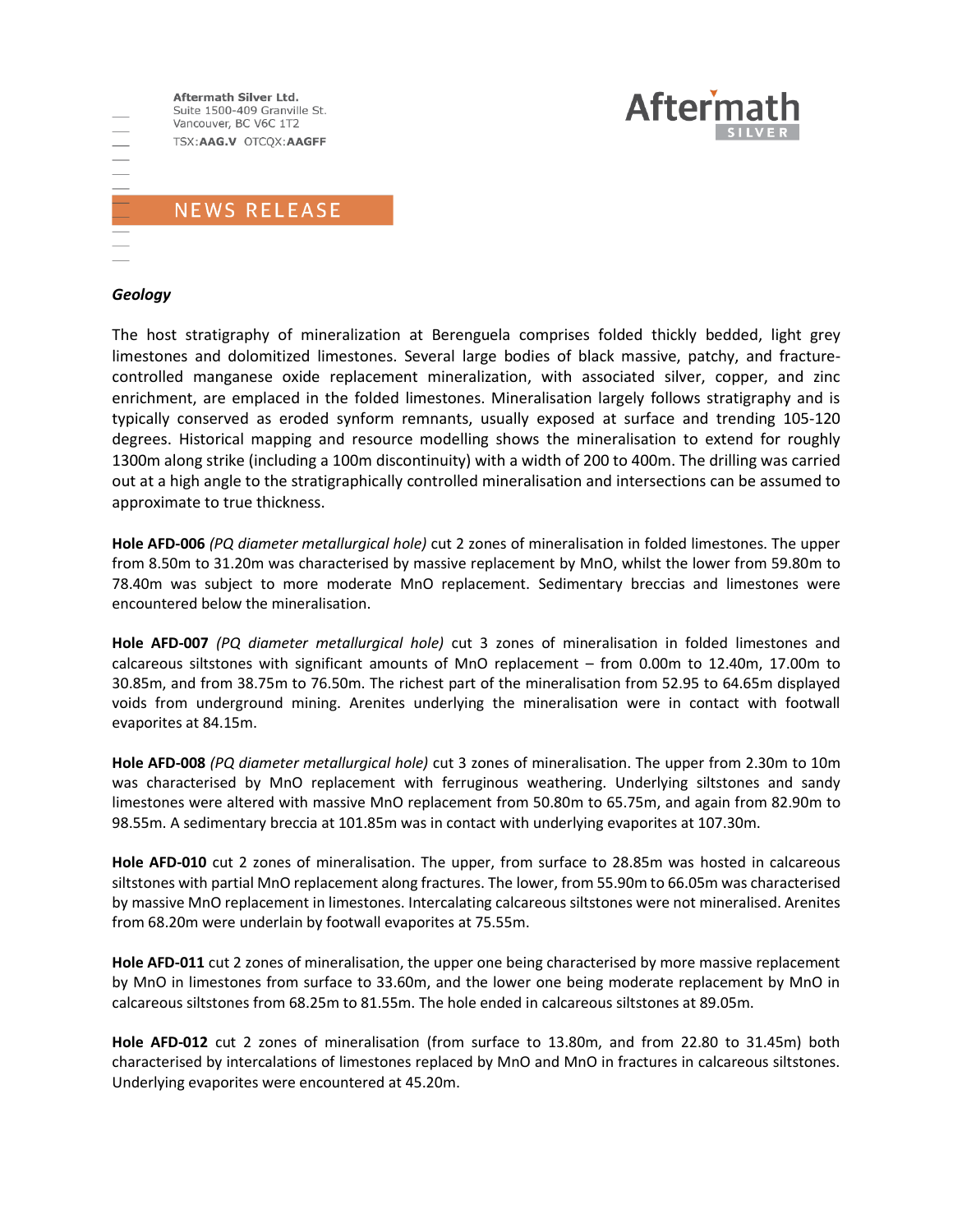### *Geology*

The host stratigraphy of mineralization at Berenguela comprises folded thickly bedded, light grey limestones and dolomitized limestones. Several large bodies of black massive, patchy, and fracture-controlled manganese oxide replacement mineralization, with associated silver, copper, and zinc enrichment, are emplaced in the folded limestones. Mineralisation largely follows stratigraphy and is typically conserved as eroded synform remnants, usually exposed at surface and trending 105-120 degrees. Historical mapping and resource modelling shows the mineralisation to extend for roughly 1300m along strike (including a 100m discontinuity) with a width of 200 to 400m. The drilling was carried out at a high angle to the stratigraphically controlled mineralisation and intersections can be assumed to approximate to true thickness.

**Hole AFD-006** *(PQ diameter metallurgical hole)* cut 2 zones of mineralisation in folded limestones. The upper from 8.50m to 31.20m was characterised by massive replacement by MnO, whilst the lower from 59.80m to 78.40m was subject to more moderate MnO replacement. Sedimentary breccias and limestones were encountered below the mineralisation.

**Hole AFD-007** *(PQ diameter metallurgical hole)* cut 3 zones of mineralisation in folded limestones and calcareous siltstones with significant amounts of MnO replacement – from 0.00m to 12.40m, 17.00m to 30.85m, and from 38.75m to 76.50m. The richest part of the mineralisation from 52.95 to 64.65m displayed voids from underground mining. Arenites underlying the mineralisation were in contact with footwall evaporites at 84.15m.

**Hole AFD-008** *(PQ diameter metallurgical hole)* cut 3 zones of mineralisation. The upper from 2.30m to 10m was characterised by MnO replacement with ferruginous weathering. Underlying siltstones and sandy limestones were altered with massive MnO replacement from 50.80m to 65.75m, and again from 82.90m to 98.55m. A sedimentary breccia at 101.85m was in contact with underlying evaporites at 107.30m.

**Hole AFD-010** cut 2 zones of mineralisation. The upper, from surface to 28.85m was hosted in calcareous siltstones with partial MnO replacement along fractures. The lower, from 55.90m to 66.05m was characterised by massive MnO replacement in limestones. Intercalating calcareous siltstones were not mineralised. Arenites from 68.20m were underlain by footwall evaporites at 75.55m.

**Hole AFD-011** cut 2 zones of mineralisation, the upper one being characterised by more massive replacement by MnO in limestones from surface to 33.60m, and the lower one being moderate replacement by MnO in calcareous siltstones from 68.25m to 81.55m. The hole ended in calcareous siltstones at 89.05m.

**Hole AFD-012** cut 2 zones of mineralisation (from surface to 13.80m, and from 22.80 to 31.45m) both characterised by intercalations of limestones replaced by MnO and MnO in fractures in calcareous siltstones. Underlying evaporites were encountered at 45.20m.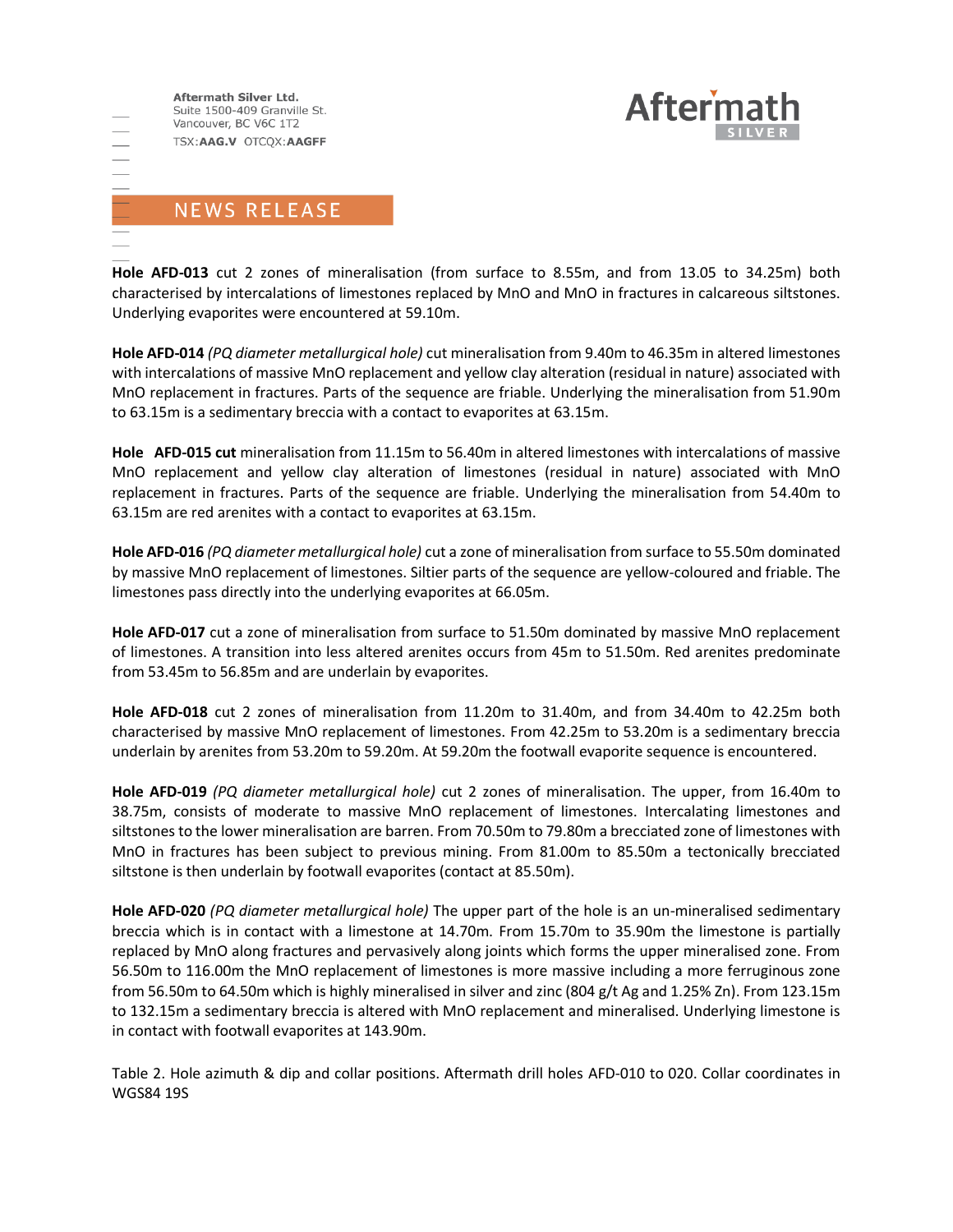**Hole AFD-013** cut 2 zones of mineralisation (from surface to 8.55m, and from 13.05 to 34.25m) both characterised by intercalations of limestones replaced by MnO and MnO in fractures in calcareous siltstones. Underlying evaporites were encountered at 59.10m.

**Hole AFD-014** *(PQ diameter metallurgical hole)* cut mineralisation from 9.40m to 46.35m in altered limestones with intercalations of massive MnO replacement and yellow clay alteration (residual in nature) associated with MnO replacement in fractures. Parts of the sequence are friable. Underlying the mineralisation from 51.90m to 63.15m is a sedimentary breccia with a contact to evaporites at 63.15m.

**Hole AFD-015 cut** mineralisation from 11.15m to 56.40m in altered limestones with intercalations of massive MnO replacement and yellow clay alteration of limestones (residual in nature) associated with MnO replacement in fractures. Parts of the sequence are friable. Underlying the mineralisation from 54.40m to 63.15m are red arenites with a contact to evaporites at 63.15m.

**Hole AFD-016** *(PQ diameter metallurgical hole)* cut a zone of mineralisation from surface to 55.50m dominated by massive MnO replacement of limestones. Siltier parts of the sequence are yellow-coloured and friable. The limestones pass directly into the underlying evaporites at 66.05m.

**Hole AFD-017** cut a zone of mineralisation from surface to 51.50m dominated by massive MnO replacement of limestones. A transition into less altered arenites occurs from 45m to 51.50m. Red arenites predominate from 53.45m to 56.85m and are underlain by evaporites.

**Hole AFD-018** cut 2 zones of mineralisation from 11.20m to 31.40m, and from 34.40m to 42.25m both characterised by massive MnO replacement of limestones. From 42.25m to 53.20m is a sedimentary breccia underlain by arenites from 53.20m to 59.20m. At 59.20m the footwall evaporite sequence is encountered.

**Hole AFD-019** *(PQ diameter metallurgical hole)* cut 2 zones of mineralisation. The upper, from 16.40m to 38.75m, consists of moderate to massive MnO replacement of limestones. Intercalating limestones and siltstones to the lower mineralisation are barren. From 70.50m to 79.80m a brecciated zone of limestones with MnO in fractures has been subject to previous mining. From 81.00m to 85.50m a tectonically brecciated siltstone is then underlain by footwall evaporites (contact at 85.50m).

**Hole AFD-020** *(PQ diameter metallurgical hole)* The upper part of the hole is an un-mineralised sedimentary breccia which is in contact with a limestone at 14.70m. From 15.70m to 35.90m the limestone is partially replaced by MnO along fractures and pervasively along joints which forms the upper mineralised zone. From 56.50m to 116.00m the MnO replacement of limestones is more massive including a more ferruginous zone from 56.50m to 64.50m which is highly mineralised in silver and zinc (804 g/t Ag and 1.25% Zn). From 123.15m to 132.15m a sedimentary breccia is altered with MnO replacement and mineralised. Underlying limestone is in contact with footwall evaporites at 143.90m.

Table 2. Hole azimuth & dip and collar positions. Aftermath drill holes AFD-010 to 020. Collar coordinates in WGS84 19S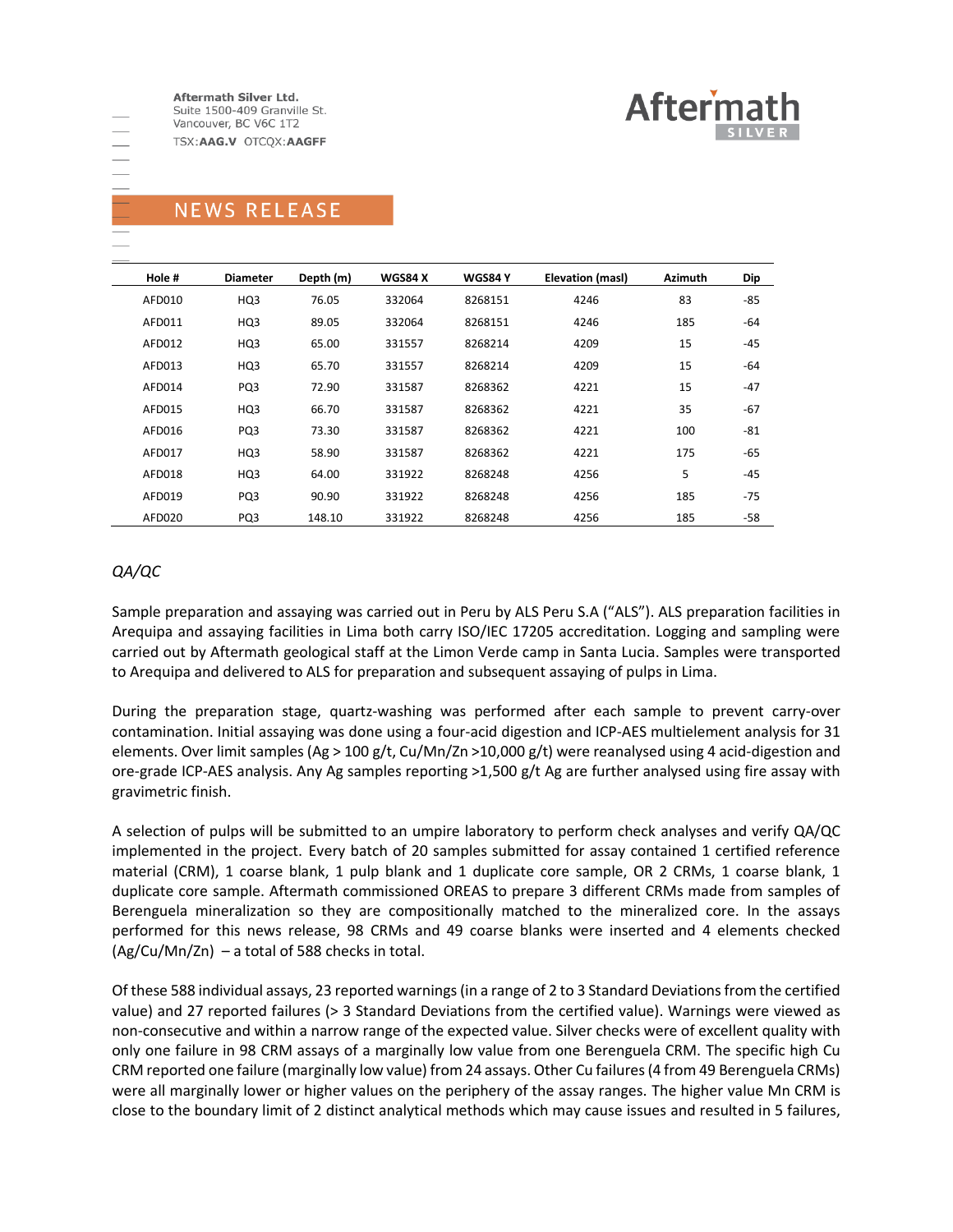| Hole # | Diameter | Depth (m) | WGS84 X | WGS84 Y | Elevation (masl) | Azimuth | Dip |
|---|---|---|---|---|---|---|---|
| AFD010 | HQ3 | 76.05 | 332064 | 8268151 | 4246 | 83 | -85 |
| AFD011 | HQ3 | 89.05 | 332064 | 8268151 | 4246 | 185 | -64 |
| AFD012 | HQ3 | 65.00 | 331557 | 8268214 | 4209 | 15 | -45 |
| AFD013 | HQ3 | 65.70 | 331557 | 8268214 | 4209 | 15 | -64 |
| AFD014 | PQ3 | 72.90 | 331587 | 8268362 | 4221 | 15 | -47 |
| AFD015 | HQ3 | 66.70 | 331587 | 8268362 | 4221 | 35 | -67 |
| AFD016 | PQ3 | 73.30 | 331587 | 8268362 | 4221 | 100 | -81 |
| AFD017 | HQ3 | 58.90 | 331587 | 8268362 | 4221 | 175 | -65 |
| AFD018 | HQ3 | 64.00 | 331922 | 8268248 | 4256 | 5 | -45 |
| AFD019 | PQ3 | 90.90 | 331922 | 8268248 | 4256 | 185 | -75 |
| AFD020 | PQ3 | 148.10 | 331922 | 8268248 | 4256 | 185 | -58 |

*QA/QC*

Sample preparation and assaying was carried out in Peru by ALS Peru S.A ("ALS"). ALS preparation facilities in Arequipa and assaying facilities in Lima both carry ISO/IEC 17205 accreditation. Logging and sampling were carried out by Aftermath geological staff at the Limon Verde camp in Santa Lucia. Samples were transported to Arequipa and delivered to ALS for preparation and subsequent assaying of pulps in Lima.

During the preparation stage, quartz-washing was performed after each sample to prevent carry-over contamination. Initial assaying was done using a four-acid digestion and ICP-AES multielement analysis for 31 elements. Over limit samples (Ag > 100 g/t, Cu/Mn/Zn >10,000 g/t) were reanalysed using 4 acid-digestion and ore-grade ICP-AES analysis. Any Ag samples reporting >1,500 g/t Ag are further analysed using fire assay with gravimetric finish.

A selection of pulps will be submitted to an umpire laboratory to perform check analyses and verify QA/QC implemented in the project. Every batch of 20 samples submitted for assay contained 1 certified reference material (CRM), 1 coarse blank, 1 pulp blank and 1 duplicate core sample, OR 2 CRMs, 1 coarse blank, 1 duplicate core sample. Aftermath commissioned OREAS to prepare 3 different CRMs made from samples of Berenguela mineralization so they are compositionally matched to the mineralized core. In the assays performed for this news release, 98 CRMs and 49 coarse blanks were inserted and 4 elements checked (Ag/Cu/Mn/Zn) – a total of 588 checks in total.

Of these 588 individual assays, 23 reported warnings (in a range of 2 to 3 Standard Deviations from the certified value) and 27 reported failures (> 3 Standard Deviations from the certified value). Warnings were viewed as non-consecutive and within a narrow range of the expected value. Silver checks were of excellent quality with only one failure in 98 CRM assays of a marginally low value from one Berenguela CRM. The specific high Cu CRM reported one failure (marginally low value) from 24 assays. Other Cu failures (4 from 49 Berenguela CRMs) were all marginally lower or higher values on the periphery of the assay ranges. The higher value Mn CRM is close to the boundary limit of 2 distinct analytical methods which may cause issues and resulted in 5 failures,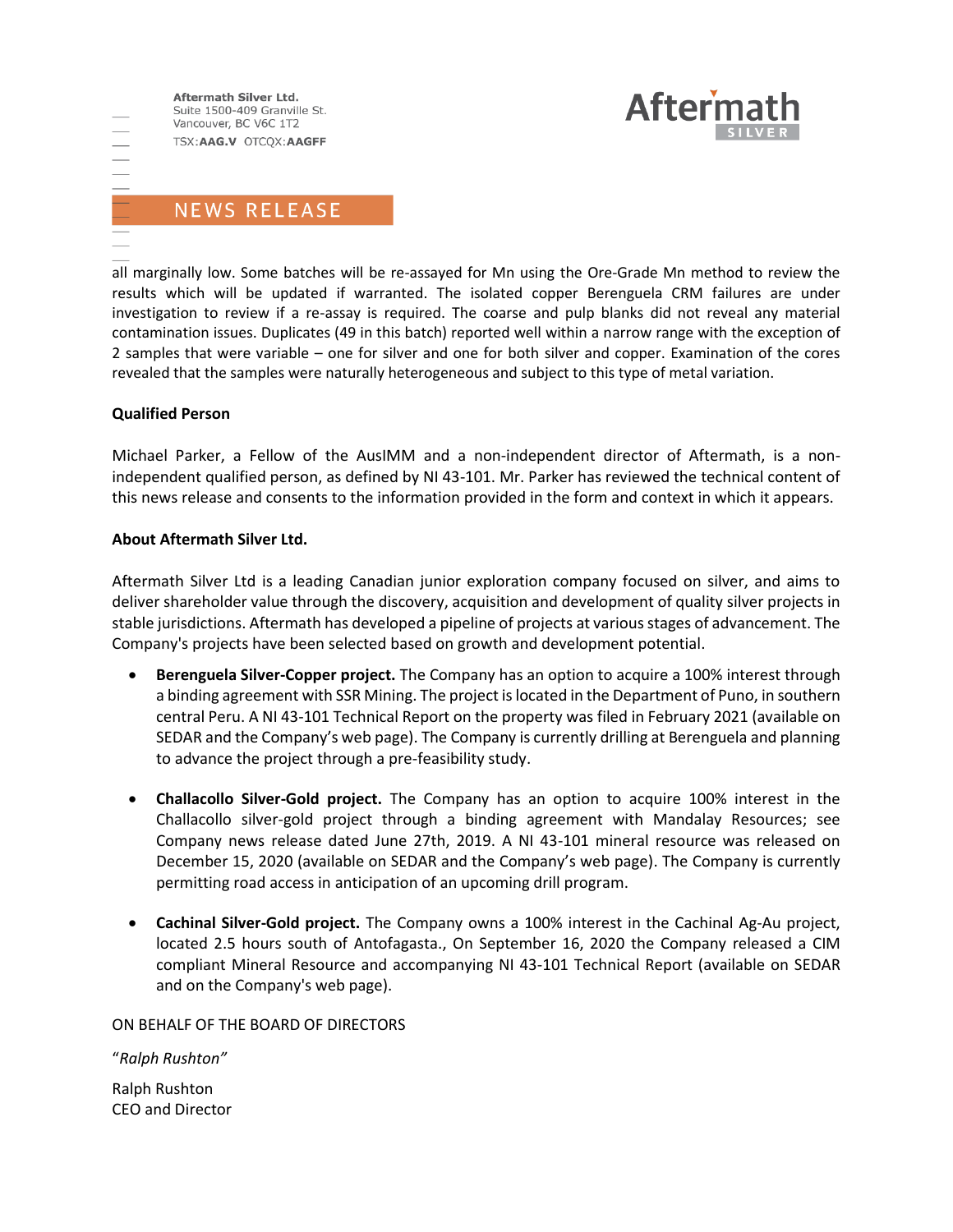all marginally low. Some batches will be re-assayed for Mn using the Ore-Grade Mn method to review the results which will be updated if warranted. The isolated copper Berenguela CRM failures are under investigation to review if a re-assay is required. The coarse and pulp blanks did not reveal any material contamination issues. Duplicates (49 in this batch) reported well within a narrow range with the exception of 2 samples that were variable – one for silver and one for both silver and copper. Examination of the cores revealed that the samples were naturally heterogeneous and subject to this type of metal variation.

**Qualified Person**

Michael Parker, a Fellow of the AusIMM and a non-independent director of Aftermath, is a non-independent qualified person, as defined by NI 43-101. Mr. Parker has reviewed the technical content of this news release and consents to the information provided in the form and context in which it appears.

**About Aftermath Silver Ltd.**

Aftermath Silver Ltd is a leading Canadian junior exploration company focused on silver, and aims to deliver shareholder value through the discovery, acquisition and development of quality silver projects in stable jurisdictions. Aftermath has developed a pipeline of projects at various stages of advancement. The Company's projects have been selected based on growth and development potential.

- **Berenguela Silver-Copper project.** The Company has an option to acquire a 100% interest through a binding agreement with SSR Mining. The project is located in the Department of Puno, in southern central Peru. A NI 43-101 Technical Report on the property was filed in February 2021 (available on SEDAR and the Company's web page). The Company is currently drilling at Berenguela and planning to advance the project through a pre-feasibility study.

- **Challacollo Silver-Gold project.** The Company has an option to acquire 100% interest in the Challacollo silver-gold project through a binding agreement with Mandalay Resources; see Company news release dated June 27th, 2019. A NI 43-101 mineral resource was released on December 15, 2020 (available on SEDAR and the Company's web page). The Company is currently permitting road access in anticipation of an upcoming drill program.

- **Cachinal Silver-Gold project.** The Company owns a 100% interest in the Cachinal Ag-Au project, located 2.5 hours south of Antofagasta., On September 16, 2020 the Company released a CIM compliant Mineral Resource and accompanying NI 43-101 Technical Report (available on SEDAR and on the Company's web page).

ON BEHALF OF THE BOARD OF DIRECTORS

"*Ralph Rushton*"

Ralph Rushton
CEO and Director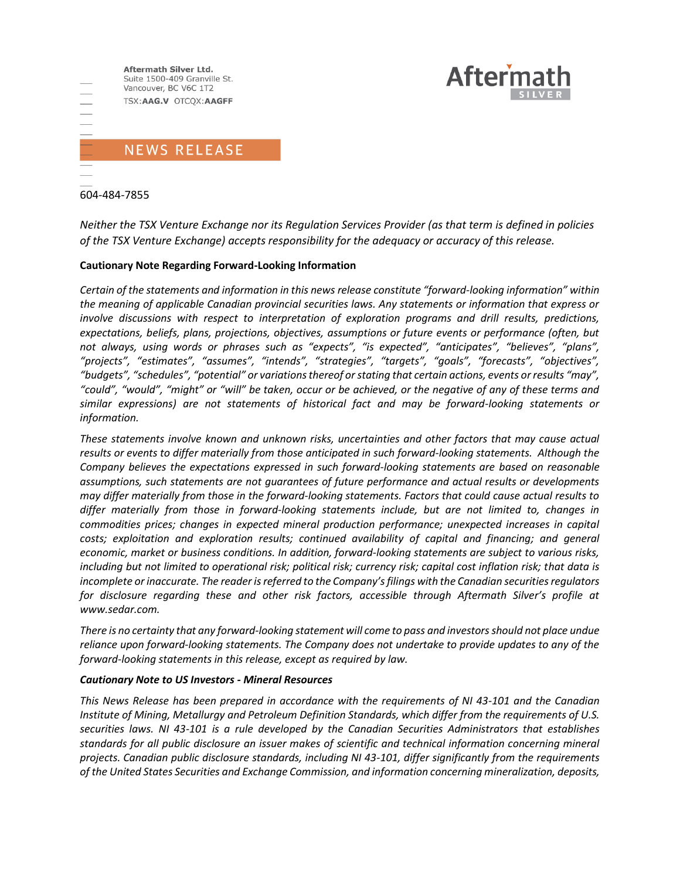Aftermath Silver Ltd.
Suite 1500-409 Granville St.
Vancouver, BC V6C 1T2
TSX:**AAG.V** OTCQX:**AAGFF**

NEWS RELEASE

604-484-7855

*Neither the TSX Venture Exchange nor its Regulation Services Provider (as that term is defined in policies of the TSX Venture Exchange) accepts responsibility for the adequacy or accuracy of this release.*

**Cautionary Note Regarding Forward-Looking Information**

*Certain of the statements and information in this news release constitute "forward-looking information" within the meaning of applicable Canadian provincial securities laws. Any statements or information that express or involve discussions with respect to interpretation of exploration programs and drill results, predictions, expectations, beliefs, plans, projections, objectives, assumptions or future events or performance (often, but not always, using words or phrases such as "expects", "is expected", "anticipates", "believes", "plans", "projects", "estimates", "assumes", "intends", "strategies", "targets", "goals", "forecasts", "objectives", "budgets", "schedules", "potential" or variations thereof or stating that certain actions, events or results "may", "could", "would", "might" or "will" be taken, occur or be achieved, or the negative of any of these terms and similar expressions) are not statements of historical fact and may be forward-looking statements or information.*

*These statements involve known and unknown risks, uncertainties and other factors that may cause actual results or events to differ materially from those anticipated in such forward-looking statements. Although the Company believes the expectations expressed in such forward-looking statements are based on reasonable assumptions, such statements are not guarantees of future performance and actual results or developments may differ materially from those in the forward-looking statements. Factors that could cause actual results to differ materially from those in forward-looking statements include, but are not limited to, changes in commodities prices; changes in expected mineral production performance; unexpected increases in capital costs; exploitation and exploration results; continued availability of capital and financing; and general economic, market or business conditions. In addition, forward-looking statements are subject to various risks, including but not limited to operational risk; political risk; currency risk; capital cost inflation risk; that data is incomplete or inaccurate. The reader is referred to the Company's filings with the Canadian securities regulators for disclosure regarding these and other risk factors, accessible through Aftermath Silver's profile at www.sedar.com.*

*There is no certainty that any forward-looking statement will come to pass and investors should not place undue reliance upon forward-looking statements. The Company does not undertake to provide updates to any of the forward-looking statements in this release, except as required by law.*

***Cautionary Note to US Investors - Mineral Resources***

*This News Release has been prepared in accordance with the requirements of NI 43-101 and the Canadian Institute of Mining, Metallurgy and Petroleum Definition Standards, which differ from the requirements of U.S. securities laws. NI 43-101 is a rule developed by the Canadian Securities Administrators that establishes standards for all public disclosure an issuer makes of scientific and technical information concerning mineral projects. Canadian public disclosure standards, including NI 43-101, differ significantly from the requirements of the United States Securities and Exchange Commission, and information concerning mineralization, deposits,*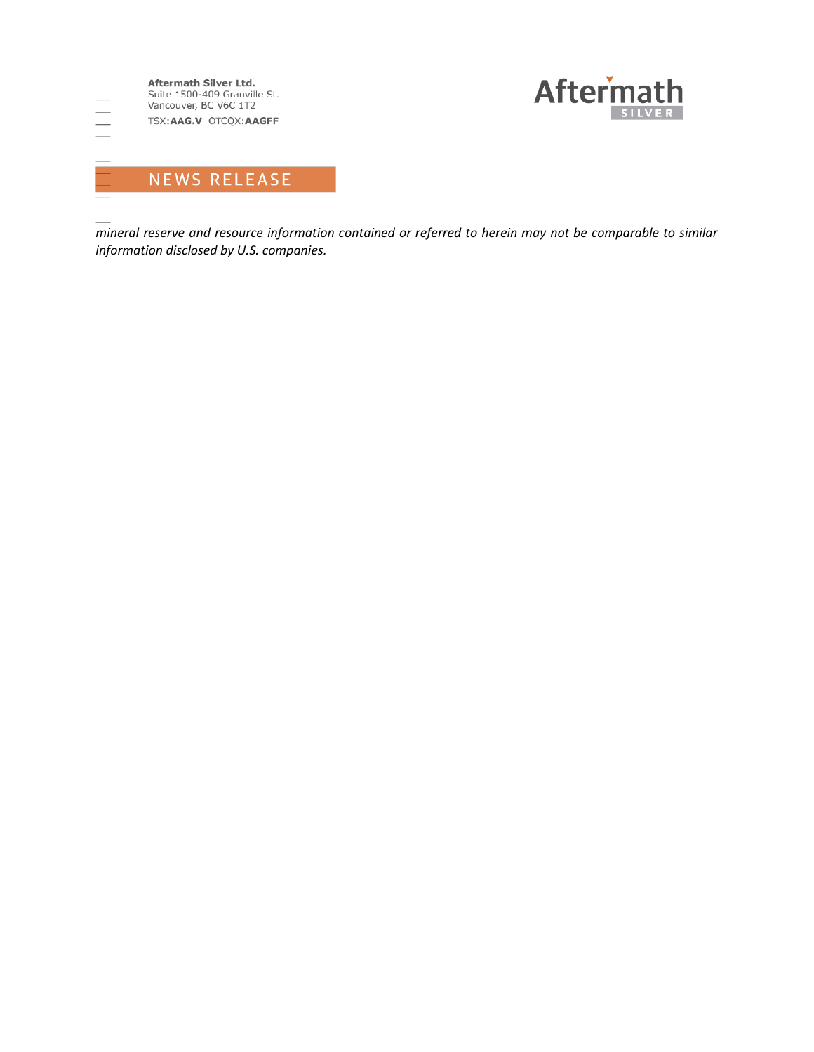*mineral reserve and resource information contained or referred to herein may not be comparable to similar information disclosed by U.S. companies.*